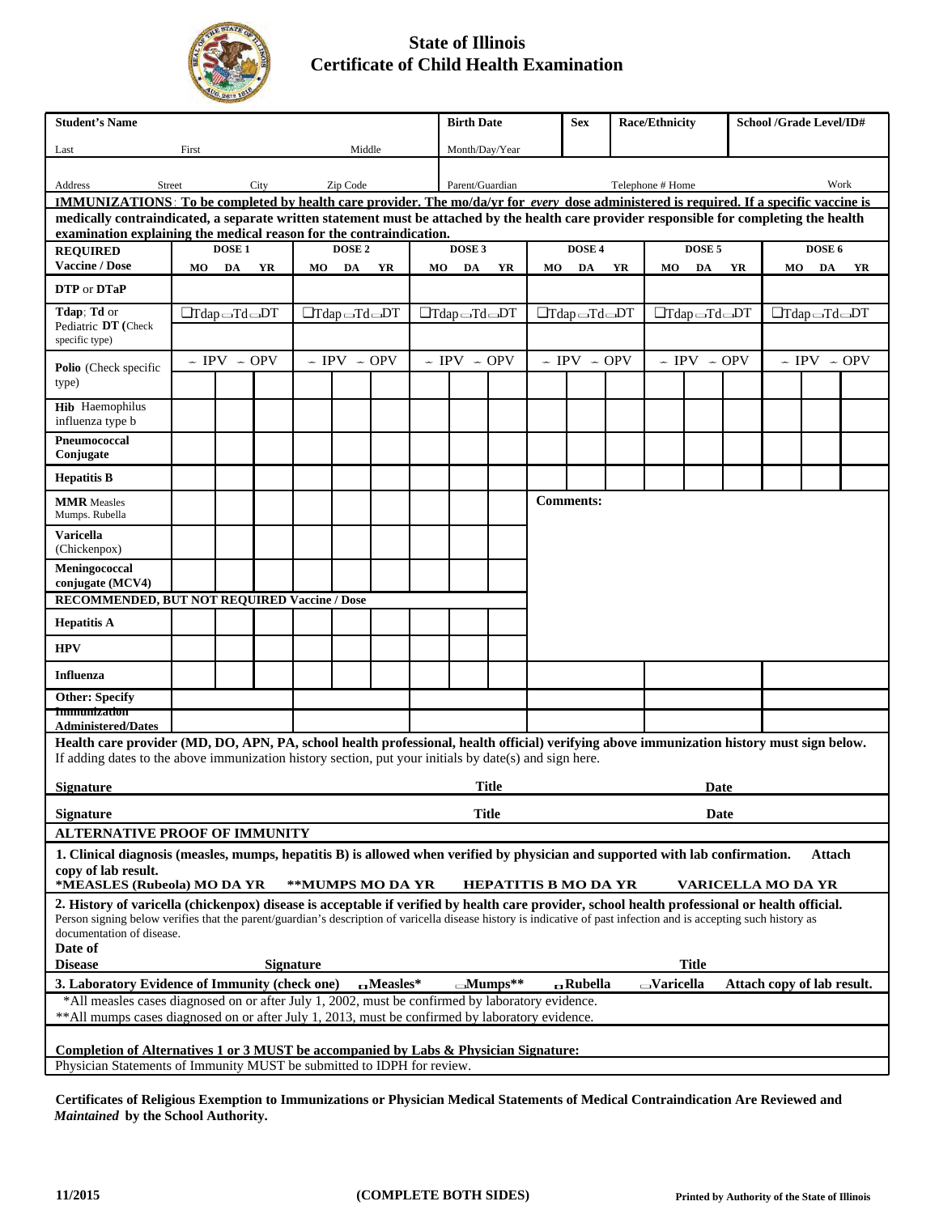# State of Illinois
# Certificate of Child Health Examination

| **Student's Name** | | | **Birth Date** | **Sex** | **Race/Ethnicity** | **School /Grade Level/ID#** |
|---|---|---|---|---|---|---|
| Last | First | Middle | Month/Day/Year | | | |
| Address Street City Zip Code | | | Parent/Guardian | | Telephone # Home | Work |

**IMMUNIZATIONS**: **To be completed by health care provider. The mo/da/yr for *every* dose administered is required. If a specific vaccine is medically contraindicated, a separate written statement must be attached by the health care provider responsible for completing the health examination explaining the medical reason for the contraindication.**

| **REQUIRED Vaccine / Dose** | **DOSE 1** MO DA YR | **DOSE 2** MO DA YR | **DOSE 3** MO DA YR | **DOSE 4** MO DA YR | **DOSE 5** MO DA YR | **DOSE 6** MO DA YR |
|---|---|---|---|---|---|---|
| **DTP** or **DTaP** | | | | | | |
| **Tdap**; **Td** or Pediatric **DT** (Check specific type) | ☐Tdap ☐Td ☐DT | ☐Tdap ☐Td ☐DT | ☐Tdap ☐Td ☐DT | ☐Tdap ☐Td ☐DT | ☐Tdap ☐Td ☐DT | ☐Tdap ☐Td ☐DT |
| **Polio** (Check specific type) | ☐ IPV ☐ OPV | ☐ IPV ☐ OPV | ☐ IPV ☐ OPV | ☐ IPV ☐ OPV | ☐ IPV ☐ OPV | ☐ IPV ☐ OPV |
| **Hib** Haemophilus influenza type b | | | | | | |
| **Pneumococcal Conjugate** | | | | | | |
| **Hepatitis B** | | | | | | |
| **MMR** Measles Mumps. Rubella | | | | **Comments:** | | |
| **Varicella** (Chickenpox) | | | | | | |
| **Meningococcal conjugate (MCV4)** | | | | | | |
| **RECOMMENDED, BUT NOT REQUIRED Vaccine / Dose** | | | | | | |
| **Hepatitis A** | | | | | | |
| **HPV** | | | | | | |
| **Influenza** | | | | | | |
| **Other: Specify Immunization Administered/Dates** | | | | | | |

**Health care provider (MD, DO, APN, PA, school health professional, health official) verifying above immunization history must sign below.**
If adding dates to the above immunization history section, put your initials by date(s) and sign here.

**Signature** ______________ **Title** ______________ **Date** ______________

**Signature** ______________ **Title** ______________ **Date** ______________

**ALTERNATIVE PROOF OF IMMUNITY**

**1. Clinical diagnosis (measles, mumps, hepatitis B) is allowed when verified by physician and supported with lab confirmation. Attach copy of lab result.**

**\*MEASLES (Rubeola) MO DA YR** **\*\*MUMPS MO DA YR** **HEPATITIS B MO DA YR** **VARICELLA MO DA YR**

**2. History of varicella (chickenpox) disease is acceptable if verified by health care provider, school health professional or health official.**
Person signing below verifies that the parent/guardian's description of varicella disease history is indicative of past infection and is accepting such history as documentation of disease.

**Date of Disease** ______________ **Signature** ______________ **Title** ______________

**3. Laboratory Evidence of Immunity (check one)** ☐**Measles\*** ☐**Mumps\*\*** ☐**Rubella** ☐**Varicella** **Attach copy of lab result.**

\*All measles cases diagnosed on or after July 1, 2002, must be confirmed by laboratory evidence.
\*\*All mumps cases diagnosed on or after July 1, 2013, must be confirmed by laboratory evidence.

**Completion of Alternatives 1 or 3 MUST be accompanied by Labs & Physician Signature:**
Physician Statements of Immunity MUST be submitted to IDPH for review.

**Certificates of Religious Exemption to Immunizations or Physician Medical Statements of Medical Contraindication Are Reviewed and *Maintained* by the School Authority.**

**11/2015** **(COMPLETE BOTH SIDES)** **Printed by Authority of the State of Illinois**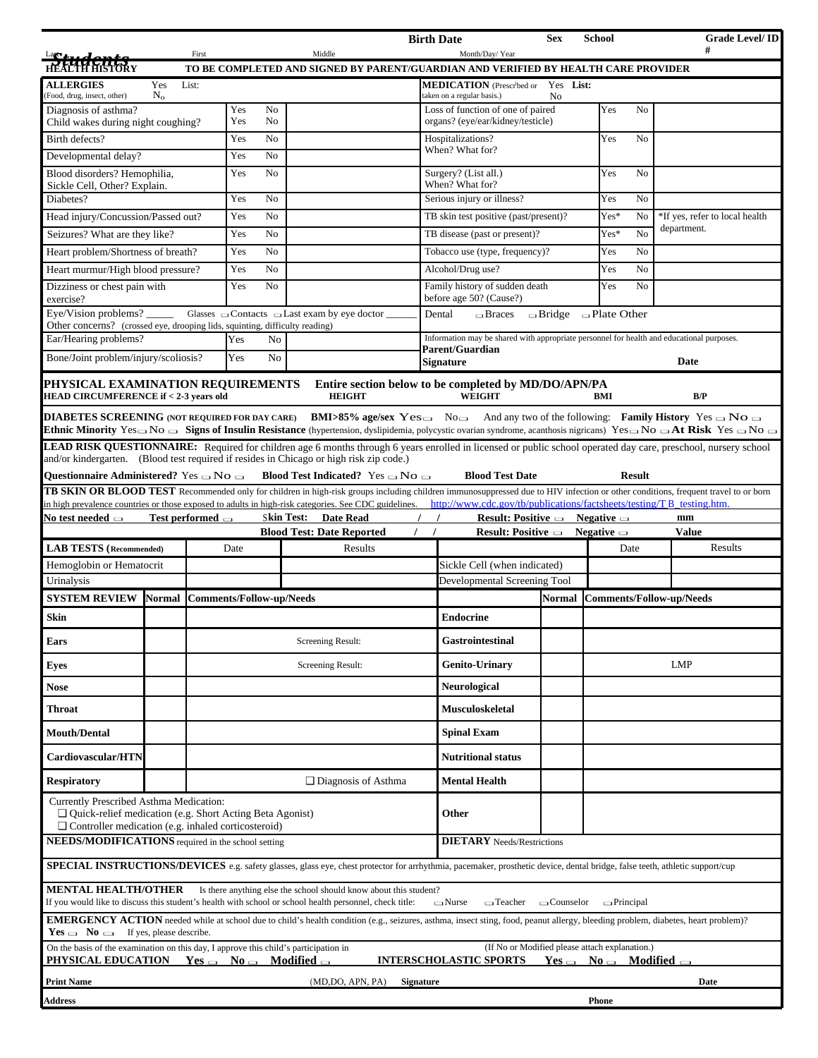| Students Last | First | Middle | Birth Date Month/Day/ Year | Sex | School | Grade Level/ ID # |
|---|---|---|---|---|---|---|

**HEALTH HISTORY** TO BE COMPLETED AND SIGNED BY PARENT/GUARDIAN AND VERIFIED BY HEALTH CARE PROVIDER

| | | | | | | |
|---|---|---|---|---|---|---|
| **ALLERGIES** (Food, drug, insect, other) Yes No List: | | | **MEDICATION** (Prescribed or taken on a regular basis.) Yes No List: | | | |
| Diagnosis of asthma? Child wakes during night coughing? | Yes No Yes No | | Loss of function of one of paired organs? (eye/ear/kidney/testicle) | Yes No | | |
| Birth defects? | Yes No | | Hospitalizations? When? What for? | Yes No | | |
| Developmental delay? | Yes No | | | | | |
| Blood disorders? Hemophilia, Sickle Cell, Other? Explain. | Yes No | | Surgery? (List all.) When? What for? | Yes No | | |
| Diabetes? | Yes No | | Serious injury or illness? | Yes No | | |
| Head injury/Concussion/Passed out? | Yes No | | TB skin test positive (past/present)? | Yes* No | *If yes, refer to local health department. | |
| Seizures? What are they like? | Yes No | | TB disease (past or present)? | Yes* No | | |
| Heart problem/Shortness of breath? | Yes No | | Tobacco use (type, frequency)? | Yes No | | |
| Heart murmur/High blood pressure? | Yes No | | Alcohol/Drug use? | Yes No | | |
| Dizziness or chest pain with exercise? | Yes No | | Family history of sudden death before age 50? (Cause?) | Yes No | | |
| Eye/Vision problems? _____ Glasses ☐ Contacts ☐ Last exam by eye doctor _____ Other concerns? (crossed eye, drooping lids, squinting, difficulty reading) | | | Dental ☐ Braces ☐ Bridge ☐ Plate Other | | | |
| Ear/Hearing problems? | Yes No | | Information may be shared with appropriate personnel for health and educational purposes. | | | |
| Bone/Joint problem/injury/scoliosis? | Yes No | | Parent/Guardian Signature | | Date | |

**PHYSICAL EXAMINATION REQUIREMENTS** Entire section below to be completed by MD/DO/APN/PA

**HEAD CIRCUMFERENCE if < 2-3 years old** **HEIGHT** **WEIGHT** **BMI** **B/P**

**DIABETES SCREENING (NOT REQUIRED FOR DAY CARE)** **BMI>85% age/sex** Yes ☐ No ☐ And any two of the following: **Family History** Yes ☐ No ☐ **Ethnic Minority** Yes ☐ No ☐ **Signs of Insulin Resistance** (hypertension, dyslipidemia, polycystic ovarian syndrome, acanthosis nigricans) Yes ☐ No ☐ **At Risk** Yes ☐ No ☐

**LEAD RISK QUESTIONNAIRE:** Required for children age 6 months through 6 years enrolled in licensed or public school operated day care, preschool, nursery school and/or kindergarten. (Blood test required if resides in Chicago or high risk zip code.)

**Questionnaire Administered?** Yes ☐ No ☐ **Blood Test Indicated?** Yes ☐ No ☐ **Blood Test Date** **Result**

**TB SKIN OR BLOOD TEST** Recommended only for children in high-risk groups including children immunosuppressed due to HIV infection or other conditions, frequent travel to or born in high prevalence countries or those exposed to adults in high-risk categories. See CDC guidelines. http://www.cdc.gov/tb/publications/factsheets/testing/TB_testing.htm.

**No test needed** ☐ **Test performed** ☐ **Skin Test: Date Read** / / **Result: Positive** ☐ **Negative** ☐ **mm**
**Blood Test: Date Reported** / / **Result: Positive** ☐ **Negative** ☐ **Value**

| **LAB TESTS (Recommended)** | Date | Results | | Date | Results |
|---|---|---|---|---|---|
| Hemoglobin or Hematocrit | | | Sickle Cell (when indicated) | | |
| Urinalysis | | | Developmental Screening Tool | | |

| **SYSTEM REVIEW** | **Normal** | **Comments/Follow-up/Needs** | | **Normal** | **Comments/Follow-up/Needs** |
|---|---|---|---|---|---|
| **Skin** | | | **Endocrine** | | |
| **Ears** | | Screening Result: | **Gastrointestinal** | | |
| **Eyes** | | Screening Result: | **Genito-Urinary** | | LMP |
| **Nose** | | | **Neurological** | | |
| **Throat** | | | **Musculoskeletal** | | |
| **Mouth/Dental** | | | **Spinal Exam** | | |
| **Cardiovascular/HTN** | | | **Nutritional status** | | |
| **Respiratory** | | ☐ Diagnosis of Asthma | **Mental Health** | | |
| Currently Prescribed Asthma Medication: ☐ Quick-relief medication (e.g. Short Acting Beta Agonist) ☐ Controller medication (e.g. inhaled corticosteroid) | | | **Other** | | |
| **NEEDS/MODIFICATIONS** required in the school setting | | | **DIETARY** Needs/Restrictions | | |

**SPECIAL INSTRUCTIONS/DEVICES** e.g. safety glasses, glass eye, chest protector for arrhythmia, pacemaker, prosthetic device, dental bridge, false teeth, athletic support/cup

**MENTAL HEALTH/OTHER** Is there anything else the school should know about this student?
If you would like to discuss this student's health with school or school health personnel, check title: ☐ Nurse ☐ Teacher ☐ Counselor ☐ Principal

**EMERGENCY ACTION** needed while at school due to child's health condition (e.g., seizures, asthma, insect sting, food, peanut allergy, bleeding problem, diabetes, heart problem)?
**Yes** ☐ **No** ☐ If yes, please describe.

On the basis of the examination on this day, I approve this child's participation in (If No or Modified please attach explanation.)
**PHYSICAL EDUCATION** **Yes** ☐ **No** ☐ **Modified** ☐ **INTERSCHOLASTIC SPORTS** **Yes** ☐ **No** ☐ **Modified** ☐

**Print Name** (MD,DO, APN, PA) **Signature** **Date**

**Address** **Phone**